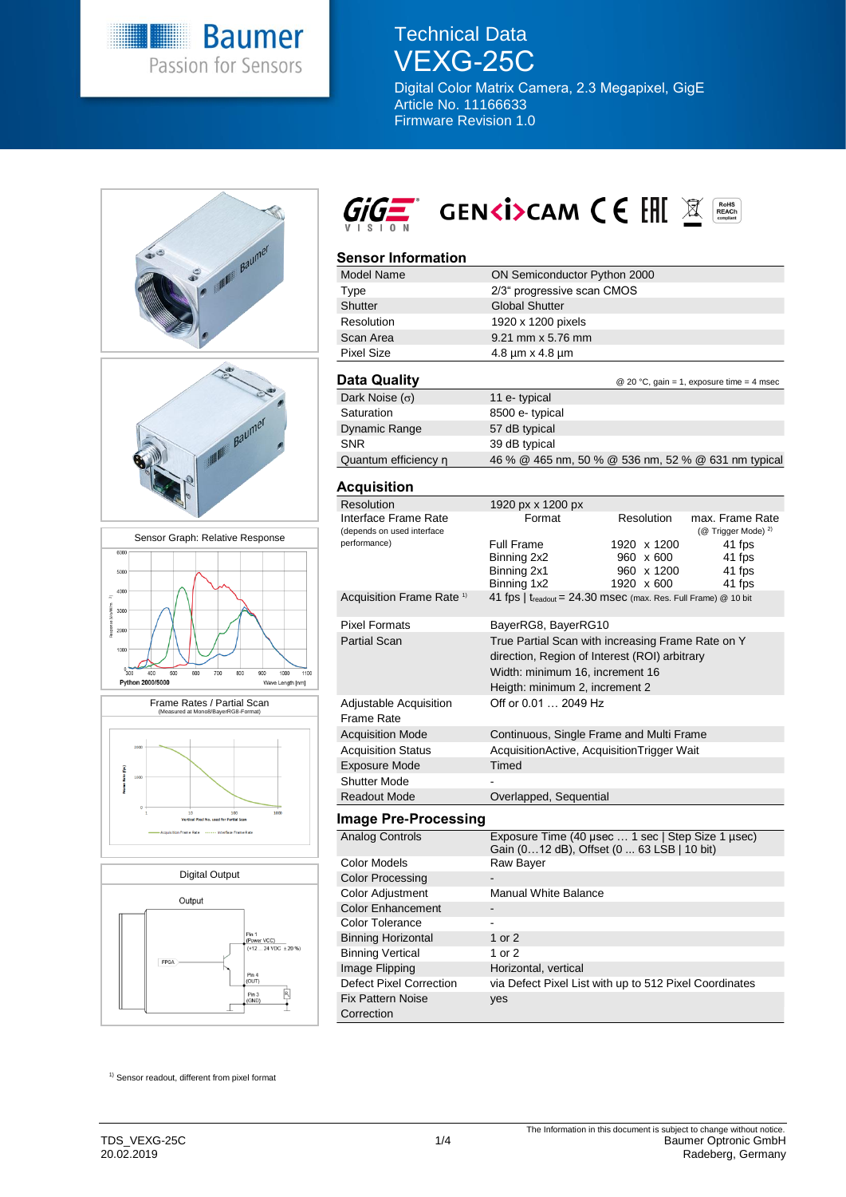# Technical Data VEXG-25C

Digital Color Matrix Camera, 2.3 Megapixel, GigE
Article No. 11166633
Firmware Revision 1.0

## Sensor Information

| | |
|---|---|
| Model Name | ON Semiconductor Python 2000 |
| Type | 2/3" progressive scan CMOS |
| Shutter | Global Shutter |
| Resolution | 1920 x 1200 pixels |
| Scan Area | 9.21 mm x 5.76 mm |
| Pixel Size | 4.8 µm x 4.8 µm |

## Data Quality

@ 20 °C, gain = 1, exposure time = 4 msec

| | |
|---|---|
| Dark Noise (σ) | 11 e- typical |
| Saturation | 8500 e- typical |
| Dynamic Range | 57 dB typical |
| SNR | 39 dB typical |
| Quantum efficiency η | 46 % @ 465 nm, 50 % @ 536 nm, 52 % @ 631 nm typical |

## Acquisition

| | | | |
|---|---|---|---|
| Resolution | 1920 px x 1200 px | | |
| Interface Frame Rate (depends on used interface performance) | Format | Resolution | max. Frame Rate (@ Trigger Mode) [2] |
| | Full Frame | 1920 x 1200 | 41 fps |
| | Binning 2x2 | 960 x 600 | 41 fps |
| | Binning 2x1 | 960 x 1200 | 41 fps |
| | Binning 1x2 | 1920 x 600 | 41 fps |
| Acquisition Frame Rate [1] | 41 fps \| $t_{readout}$ = 24.30 msec (max. Res. Full Frame) @ 10 bit | | |
| Pixel Formats | BayerRG8, BayerRG10 | | |
| Partial Scan | True Partial Scan with increasing Frame Rate on Y direction, Region of Interest (ROI) arbitrary<br>Width: minimum 16, increment 16<br>Heigth: minimum 2, increment 2 | | |
| Adjustable Acquisition Frame Rate | Off or 0.01 … 2049 Hz | | |
| Acquisition Mode | Continuous, Single Frame and Multi Frame | | |
| Acquisition Status | AcquisitionActive, AcquisitionTrigger Wait | | |
| Exposure Mode | Timed | | |
| Shutter Mode | - | | |
| Readout Mode | Overlapped, Sequential | | |

## Image Pre-Processing

| | |
|---|---|
| Analog Controls | Exposure Time (40 µsec … 1 sec \| Step Size 1 µsec)<br>Gain (0…12 dB), Offset (0 ... 63 LSB \| 10 bit) |
| Color Models | Raw Bayer |
| Color Processing | - |
| Color Adjustment | Manual White Balance |
| Color Enhancement | - |
| Color Tolerance | - |
| Binning Horizontal | 1 or 2 |
| Binning Vertical | 1 or 2 |
| Image Flipping | Horizontal, vertical |
| Defect Pixel Correction | via Defect Pixel List with up to 512 Pixel Coordinates |
| Fix Pattern Noise Correction | yes |

Sensor Graph: Relative Response

Python 2000/5000

Frame Rates / Partial Scan (Measured at Mono8/BayerRG8-Format)

Digital Output

[1] Sensor readout, different from pixel format

TDS_VEXG-25C
20.02.2019

The Information in this document is subject to change without notice.
Baumer Optronic GmbH
Radeberg, Germany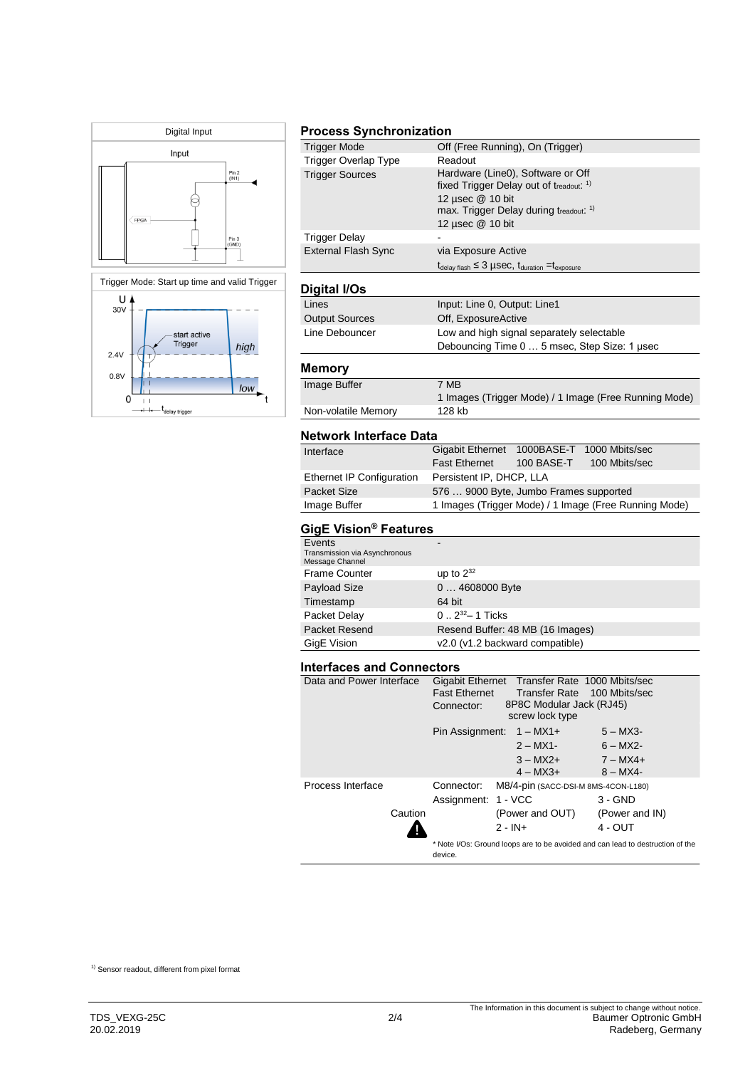Digital Input

Input

Pin 2 (IN1)

FPGA

Pin 3 (GND)

Trigger Mode: Start up time and valid Trigger

U

30V

start active Trigger

high

2.4V

0.8V

low

0

t

$t_{delay\ trigger}$

## Process Synchronization

| | |
|---|---|
| Trigger Mode | Off (Free Running), On (Trigger) |
| Trigger Overlap Type | Readout |
| Trigger Sources | Hardware (Line0), Software or Off<br>fixed Trigger Delay out of $t_{readout}$: [1)]<br>12 µsec @ 10 bit<br>max. Trigger Delay during $t_{readout}$: [1)]<br>12 µsec @ 10 bit |
| Trigger Delay | - |
| External Flash Sync | via Exposure Active<br>$t_{delay\ flash} \leq 3$ µsec, $t_{duration} = t_{exposure}$ |

## Digital I/Os

| | |
|---|---|
| Lines | Input: Line 0, Output: Line1 |
| Output Sources | Off, ExposureActive |
| Line Debouncer | Low and high signal separately selectable<br>Debouncing Time 0 … 5 msec, Step Size: 1 µsec |

## Memory

| | |
|---|---|
| Image Buffer | 7 MB<br>1 Images (Trigger Mode) / 1 Image (Free Running Mode) |
| Non-volatile Memory | 128 kb |

## Network Interface Data

| | | | |
|---|---|---|---|
| Interface | Gigabit Ethernet | 1000BASE-T | 1000 Mbits/sec |
| | Fast Ethernet | 100 BASE-T | 100 Mbits/sec |
| Ethernet IP Configuration | Persistent IP, DHCP, LLA | | |
| Packet Size | 576 … 9000 Byte, Jumbo Frames supported | | |
| Image Buffer | 1 Images (Trigger Mode) / 1 Image (Free Running Mode) | | |

## GigE Vision® Features

| | |
|---|---|
| Events<br>Transmission via Asynchronous Message Channel | - |
| Frame Counter | up to $2^{32}$ |
| Payload Size | 0 … 4608000 Byte |
| Timestamp | 64 bit |
| Packet Delay | 0 .. $2^{32}$– 1 Ticks |
| Packet Resend | Resend Buffer: 48 MB (16 Images) |
| GigE Vision | v2.0 (v1.2 backward compatible) |

## Interfaces and Connectors

| | | | |
|---|---|---|---|
| Data and Power Interface | Gigabit Ethernet | Transfer Rate | 1000 Mbits/sec |
| | Fast Ethernet | Transfer Rate | 100 Mbits/sec |
| | Connector: | 8P8C Modular Jack (RJ45) screw lock type | |
| | Pin Assignment: | 1 – MX1+ | 5 – MX3- |
| | | 2 – MX1- | 6 – MX2- |
| | | 3 – MX2+ | 7 – MX4+ |
| | | 4 – MX3+ | 8 – MX4- |
| Process Interface | Connector: | M8/4-pin (SACC-DSI-M 8MS-4CON-L180) | |
| | Assignment: | 1 - VCC (Power and OUT) | 3 - GND (Power and IN) |
| Caution ⚠ | | 2 - IN+ | 4 - OUT |
| | * Note I/Os: Ground loops are to be avoided and can lead to destruction of the device. | | |

[1)] Sensor readout, different from pixel format

TDS_VEXG-25C
20.02.2019

The Information in this document is subject to change without notice.
Baumer Optronic GmbH
Radeberg, Germany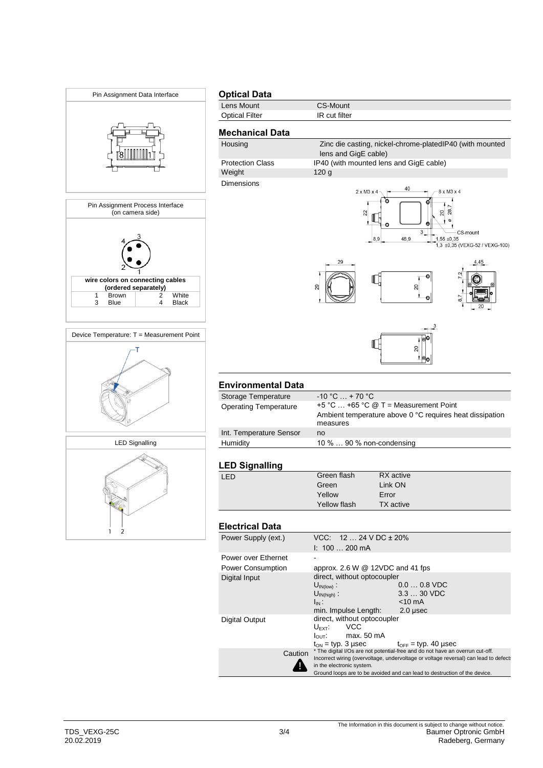Pin Assignment Data Interface

Pin Assignment Process Interface (on camera side)

| wire colors on connecting cables (ordered separately) | | | |
|---|---|---|---|
| 1 | Brown | 2 | White |
| 3 | Blue | 4 | Black |

Device Temperature: T = Measurement Point

LED Signalling

## Optical Data

| | |
|---|---|
| Lens Mount | CS-Mount |
| Optical Filter | IR cut filter |

## Mechanical Data

| | |
|---|---|
| Housing | Zinc die casting, nickel-chrome-platedIP40 (with mounted lens and GigE cable) |
| Protection Class | IP40 (with mounted lens and GigE cable) |
| Weight | 120 g |
| Dimensions | |

## Environmental Data

| | |
|---|---|
| Storage Temperature | -10 °C … + 70 °C |
| Operating Temperature | +5 °C … +65 °C @ T = Measurement Point<br>Ambient temperature above 0 °C requires heat dissipation measures |
| Int. Temperature Sensor | no |
| Humidity | 10 % … 90 % non-condensing |

## LED Signalling

| | | |
|---|---|---|
| LED | Green flash | RX active |
| | Green | Link ON |
| | Yellow | Error |
| | Yellow flash | TX active |

## Electrical Data

| | |
|---|---|
| Power Supply (ext.) | VCC: 12 … 24 V DC ± 20%<br>I: 100 … 200 mA |
| Power over Ethernet | - |
| Power Consumption | approx. 2.6 W @ 12VDC and 41 fps |
| Digital Input | direct, without optocoupler<br>$U_{IN(low)}$: 0.0 … 0.8 VDC<br>$U_{IN(high)}$: 3.3 … 30 VDC<br>$I_{IN}$: <10 mA<br>min. Impulse Length: 2.0 µsec |
| Digital Output | direct, without optocoupler<br>$U_{EXT}$: VCC<br>$I_{OUT}$: max. 50 mA<br>$t_{ON}$ = typ. 3 µsec $t_{OFF}$ = typ. 40 µsec |
| Caution | * The digital I/Os are not potential-free and do not have an overrun cut-off.<br>Incorrect wiring (overvoltage, undervoltage or voltage reversal) can lead to defects in the electronic system.<br>Ground loops are to be avoided and can lead to destruction of the device. |

TDS_VEXG-25C
20.02.2019

The Information in this document is subject to change without notice.
Baumer Optronic GmbH
Radeberg, Germany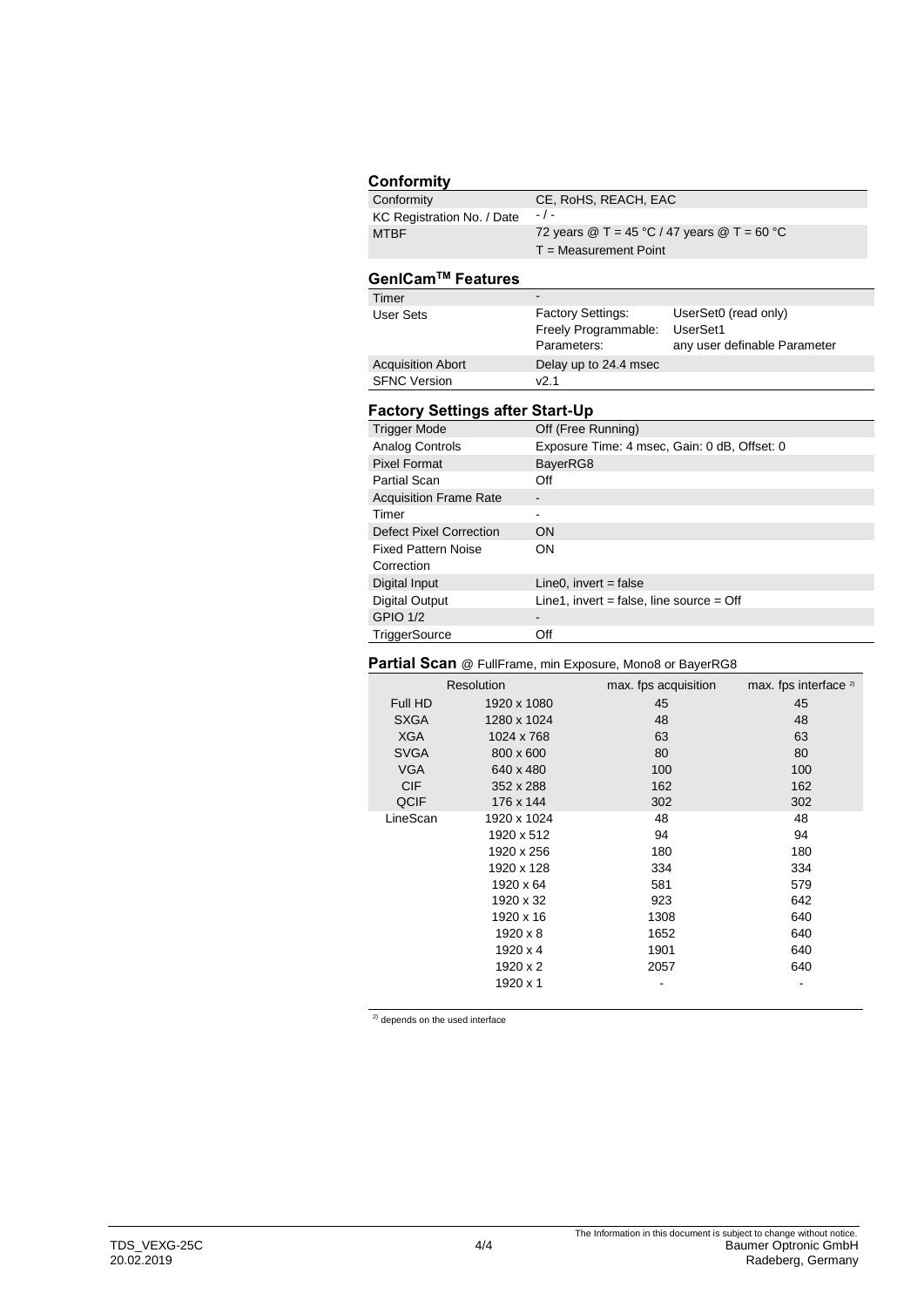## Conformity

| | |
|---|---|
| Conformity | CE, RoHS, REACH, EAC |
| KC Registration No. / Date | - / - |
| MTBF | 72 years @ T = 45 °C / 47 years @ T = 60 °C<br>T = Measurement Point |

## GenICam™ Features

| | | |
|---|---|---|
| Timer | - | |
| User Sets | Factory Settings: | UserSet0 (read only) |
| | Freely Programmable: | UserSet1 |
| | Parameters: | any user definable Parameter |
| Acquisition Abort | Delay up to 24.4 msec | |
| SFNC Version | v2.1 | |

## Factory Settings after Start-Up

| | |
|---|---|
| Trigger Mode | Off (Free Running) |
| Analog Controls | Exposure Time: 4 msec, Gain: 0 dB, Offset: 0 |
| Pixel Format | BayerRG8 |
| Partial Scan | Off |
| Acquisition Frame Rate | - |
| Timer | - |
| Defect Pixel Correction | ON |
| Fixed Pattern Noise Correction | ON |
| Digital Input | Line0, invert = false |
| Digital Output | Line1, invert = false, line source = Off |
| GPIO 1/2 | - |
| TriggerSource | Off |

## Partial Scan @ FullFrame, min Exposure, Mono8 or BayerRG8

| Resolution | | max. fps acquisition | max. fps interface [2] |
|---|---|---|---|
| Full HD | 1920 x 1080 | 45 | 45 |
| SXGA | 1280 x 1024 | 48 | 48 |
| XGA | 1024 x 768 | 63 | 63 |
| SVGA | 800 x 600 | 80 | 80 |
| VGA | 640 x 480 | 100 | 100 |
| CIF | 352 x 288 | 162 | 162 |
| QCIF | 176 x 144 | 302 | 302 |
| LineScan | 1920 x 1024 | 48 | 48 |
| | 1920 x 512 | 94 | 94 |
| | 1920 x 256 | 180 | 180 |
| | 1920 x 128 | 334 | 334 |
| | 1920 x 64 | 581 | 579 |
| | 1920 x 32 | 923 | 642 |
| | 1920 x 16 | 1308 | 640 |
| | 1920 x 8 | 1652 | 640 |
| | 1920 x 4 | 1901 | 640 |
| | 1920 x 2 | 2057 | 640 |
| | 1920 x 1 | - | - |

[2] depends on the used interface